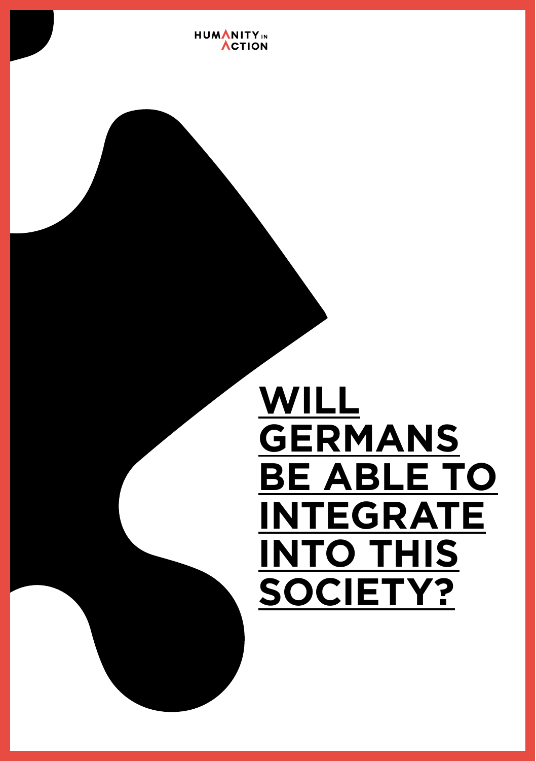HUMANITY IN ACTION

# WILL GERMANS BE ABLE TO INTEGRATE INTO THIS SOCIETY?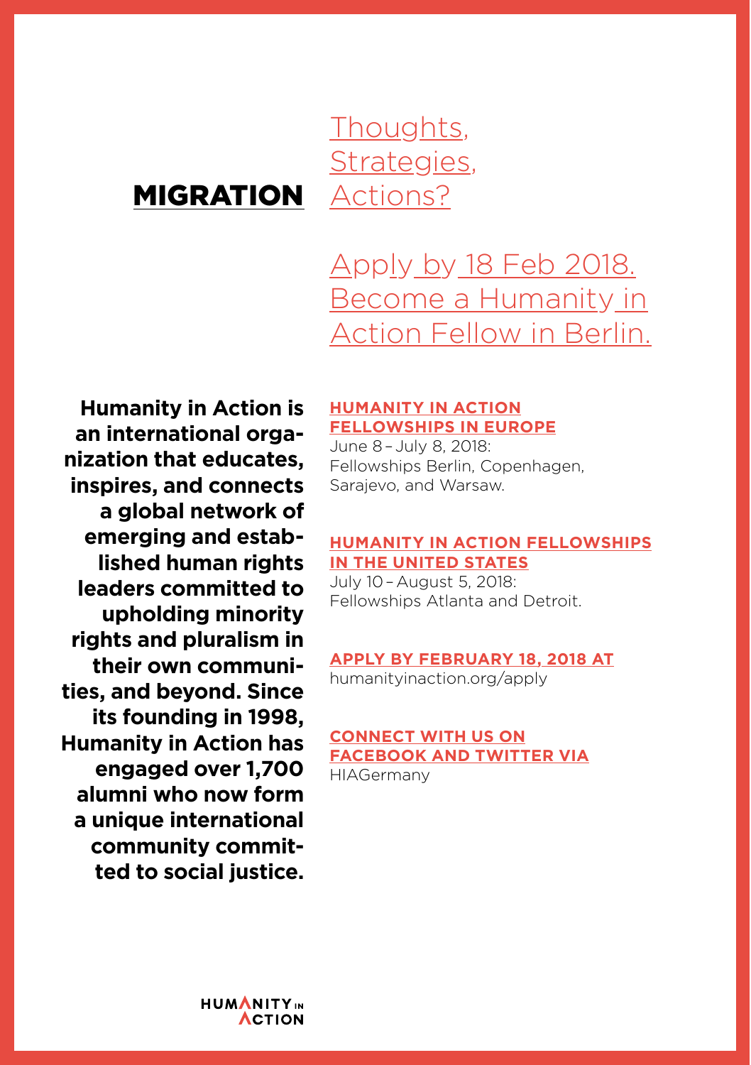# MIGRATION

Thoughts, Strategies, Actions?

Apply by 18 Feb 2018. Become a Humanity in Action Fellow in Berlin.

**Humanity in Action is an international organization that educates, inspires, and connects a global network of emerging and established human rights leaders committed to upholding minority rights and pluralism in their own communities, and beyond. Since its founding in 1998, Humanity in Action has engaged over 1,700 alumni who now form a unique international community committed to social justice.**

**HUMANITY IN ACTION FELLOWSHIPS IN EUROPE**
June 8 – July 8, 2018:
Fellowships Berlin, Copenhagen, Sarajevo, and Warsaw.

**HUMANITY IN ACTION FELLOWSHIPS IN THE UNITED STATES**
July 10 – August 5, 2018:
Fellowships Atlanta and Detroit.

**APPLY BY FEBRUARY 18, 2018 AT**
humanityinaction.org/apply

**CONNECT WITH US ON FACEBOOK AND TWITTER VIA**
HIAGermany

HUMANITY IN ACTION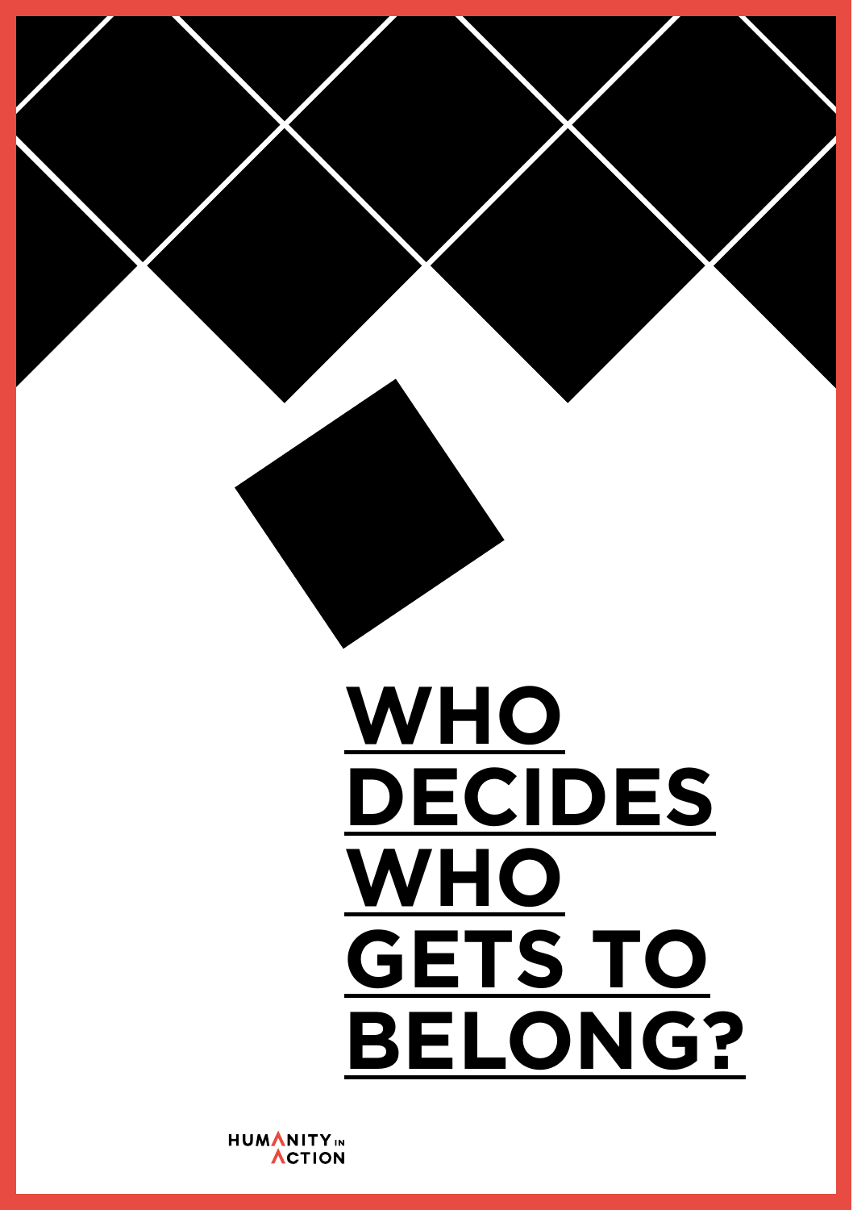# WHO DECIDES WHO GETS TO BELONG?

HUMANITY IN ACTION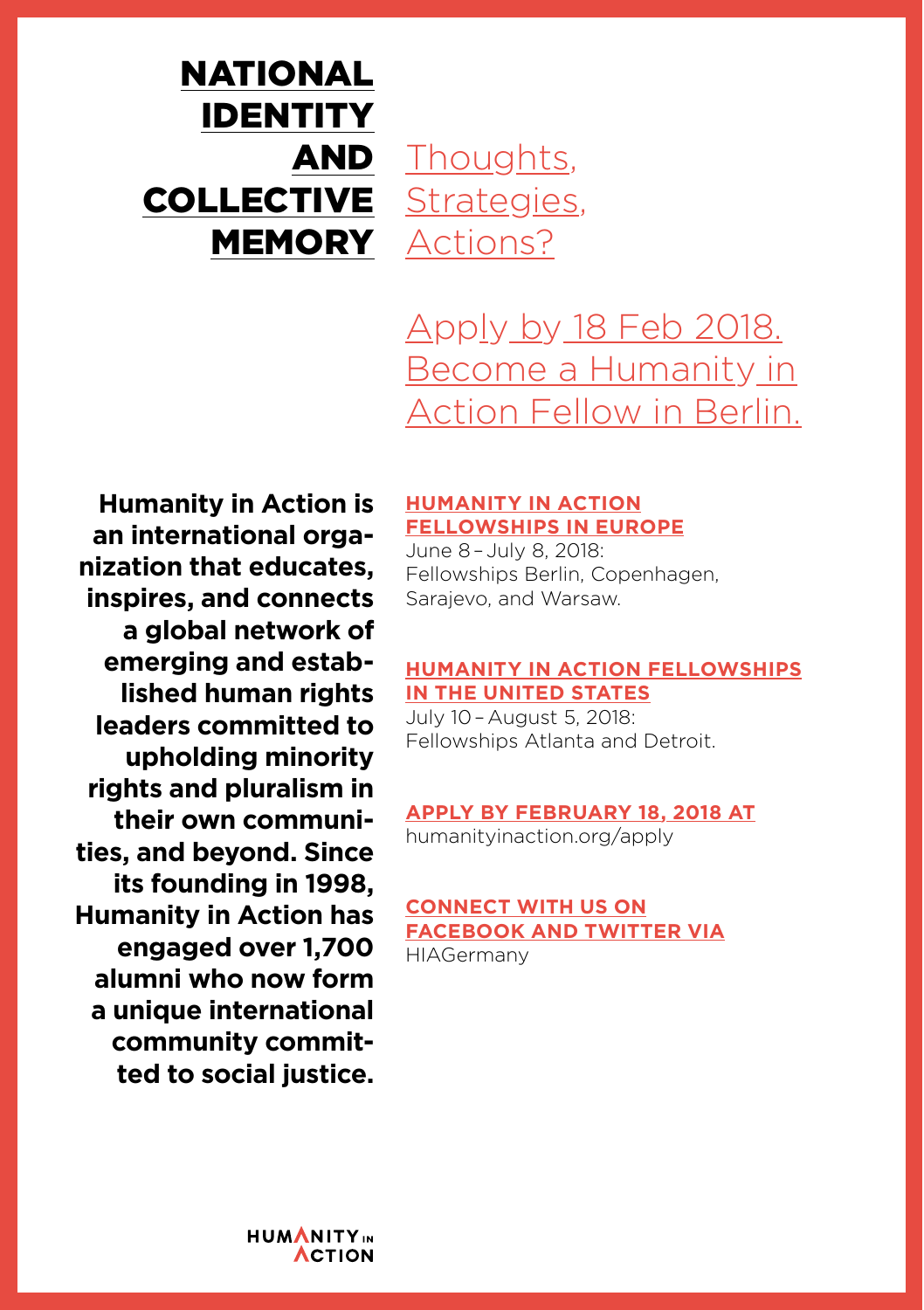# NATIONAL IDENTITY AND COLLECTIVE MEMORY

## Thoughts, Strategies, Actions?

## Apply by 18 Feb 2018. Become a Humanity in Action Fellow in Berlin.

**Humanity in Action is an international organization that educates, inspires, and connects a global network of emerging and established human rights leaders committed to upholding minority rights and pluralism in their own communities, and beyond. Since its founding in 1998, Humanity in Action has engaged over 1,700 alumni who now form a unique international community committed to social justice.**

**HUMANITY IN ACTION FELLOWSHIPS IN EUROPE**
June 8 – July 8, 2018:
Fellowships Berlin, Copenhagen, Sarajevo, and Warsaw.

**HUMANITY IN ACTION FELLOWSHIPS IN THE UNITED STATES**
July 10 – August 5, 2018:
Fellowships Atlanta and Detroit.

**APPLY BY FEBRUARY 18, 2018 AT**
humanityinaction.org/apply

**CONNECT WITH US ON FACEBOOK AND TWITTER VIA**
HIAGermany

HUMANITY IN ACTION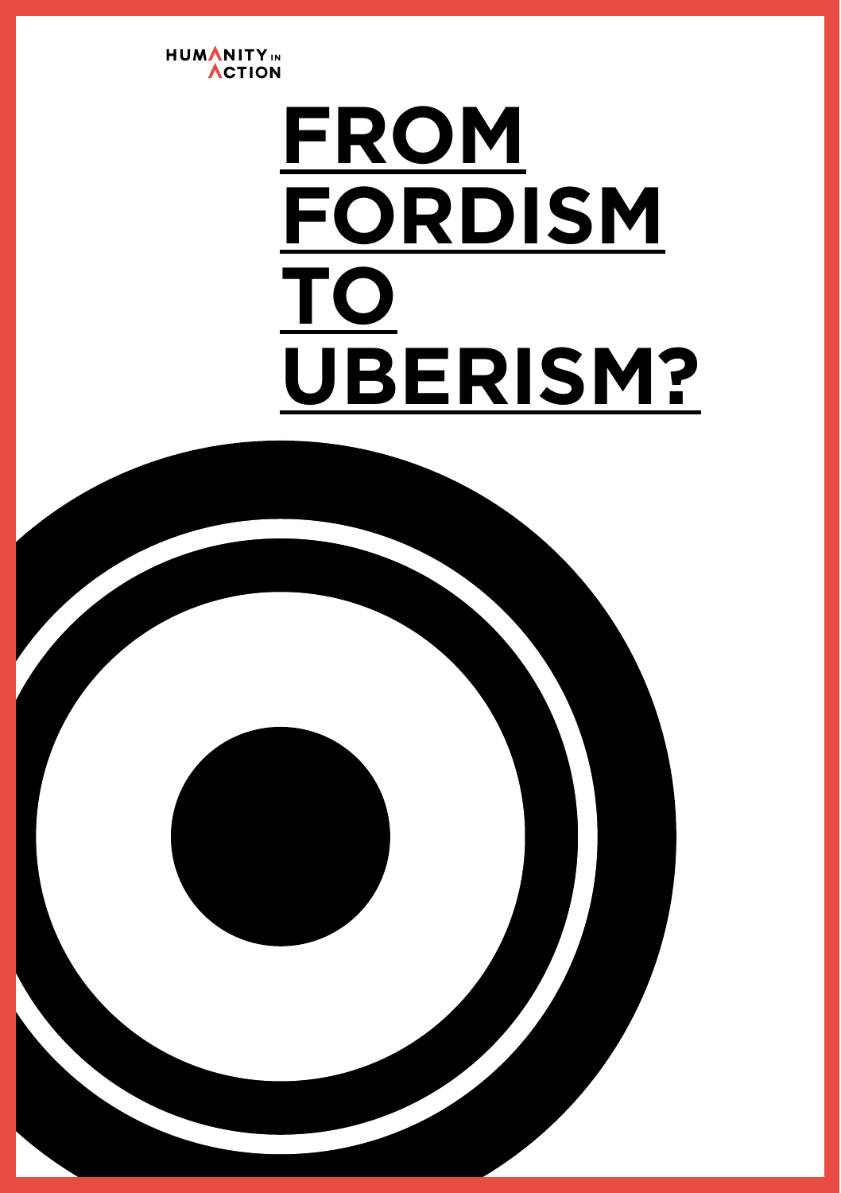HUMANITY IN ACTION

# FROM FORDISM TO UBERISM?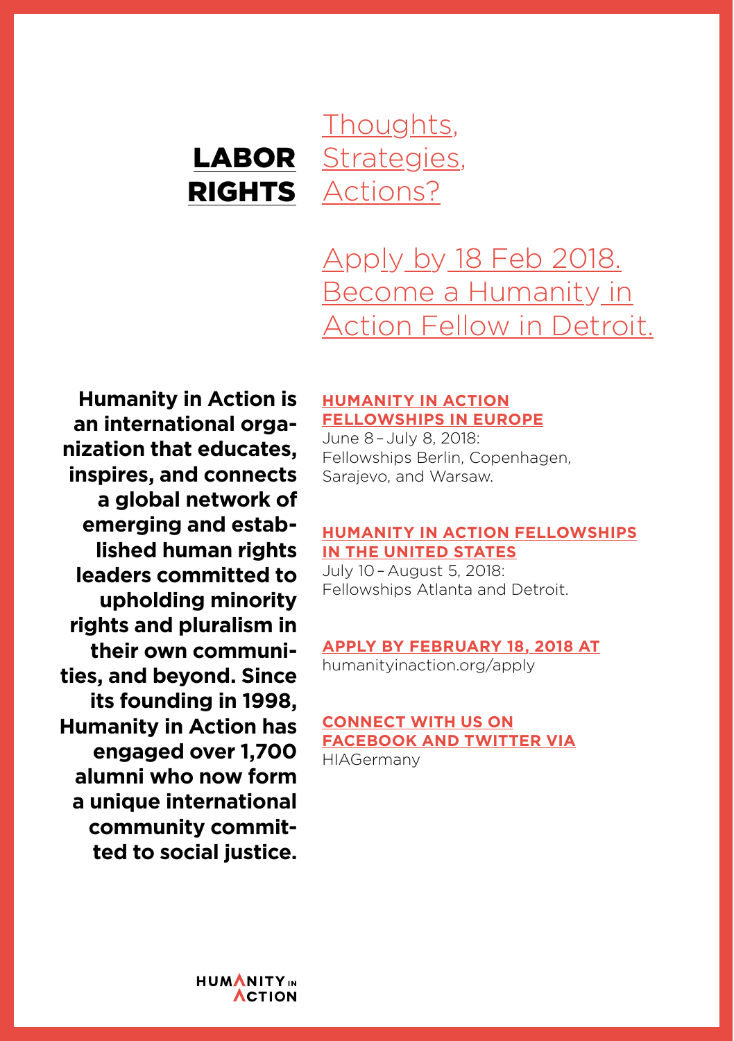# LABOR RIGHTS

## Thoughts, Strategies, Actions?

## Apply by 18 Feb 2018. Become a Humanity in Action Fellow in Detroit.

**Humanity in Action is an international organization that educates, inspires, and connects a global network of emerging and established human rights leaders committed to upholding minority rights and pluralism in their own communities, and beyond. Since its founding in 1998, Humanity in Action has engaged over 1,700 alumni who now form a unique international community committed to social justice.**

**HUMANITY IN ACTION FELLOWSHIPS IN EUROPE**
June 8 – July 8, 2018:
Fellowships Berlin, Copenhagen, Sarajevo, and Warsaw.

**HUMANITY IN ACTION FELLOWSHIPS IN THE UNITED STATES**
July 10 – August 5, 2018:
Fellowships Atlanta and Detroit.

**APPLY BY FEBRUARY 18, 2018 AT**
humanityinaction.org/apply

**CONNECT WITH US ON FACEBOOK AND TWITTER VIA**
HIAGermany

HUMANITY IN ACTION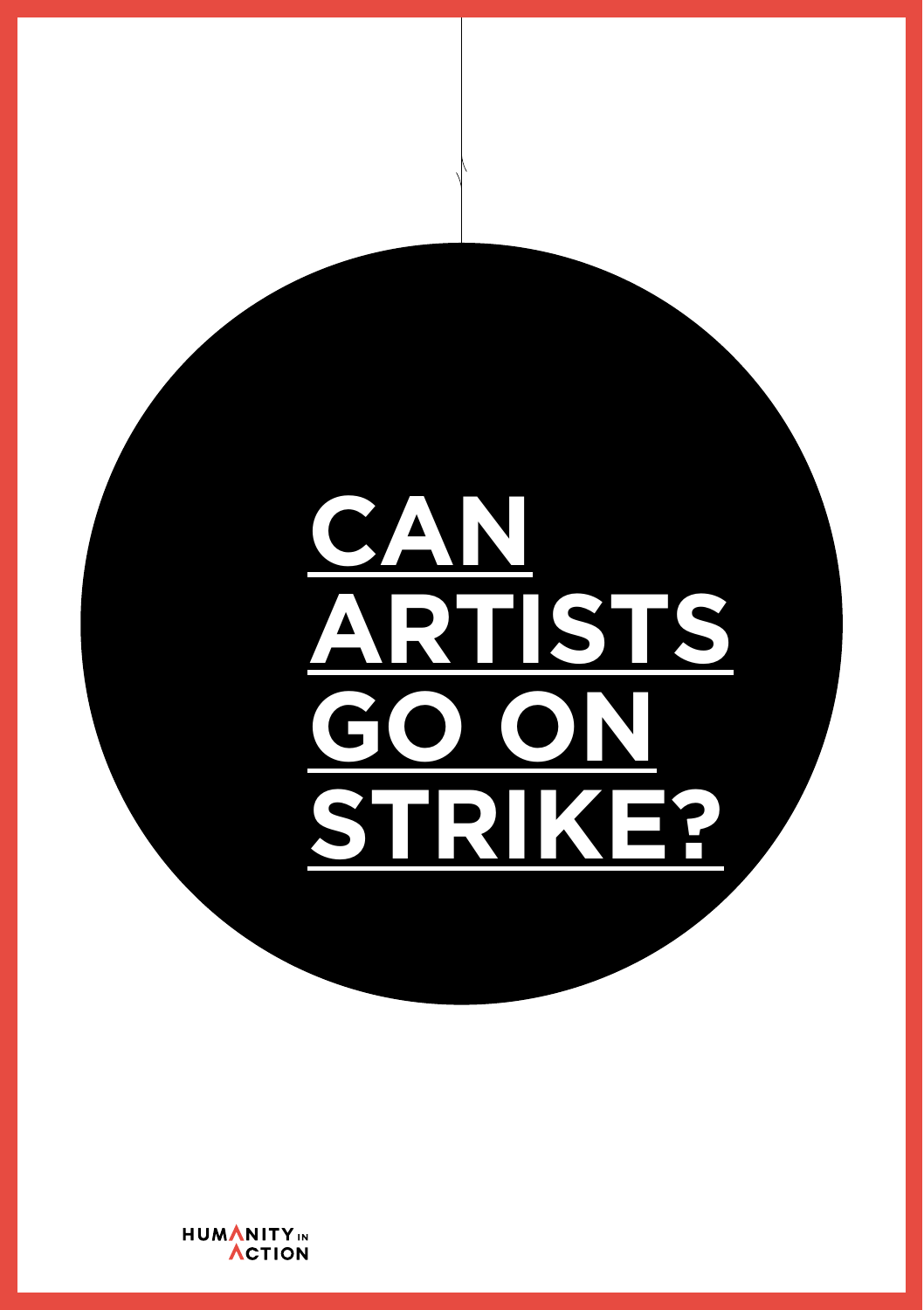# CAN ARTISTS GO ON STRIKE?

HUMANITY IN ACTION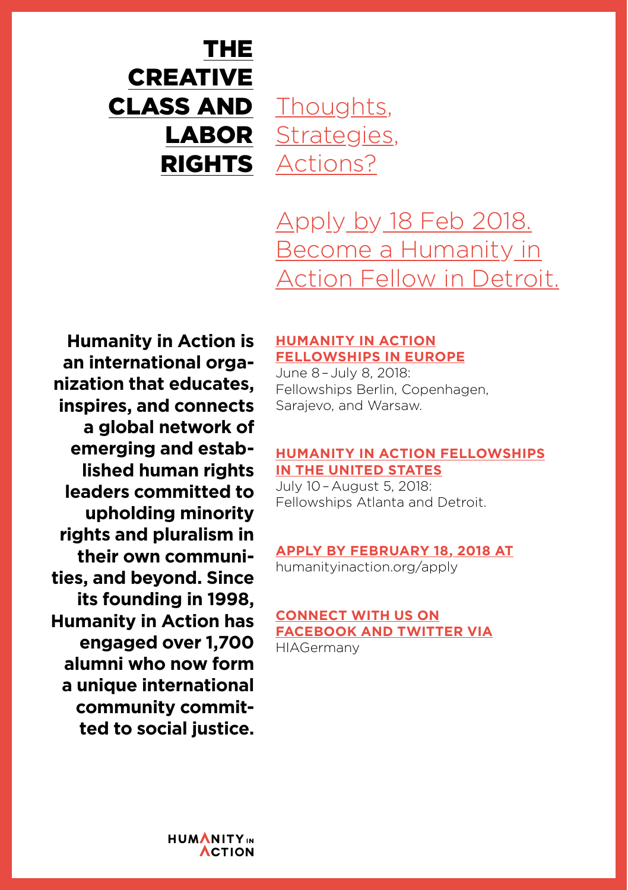# THE CREATIVE CLASS AND LABOR RIGHTS

## Thoughts, Strategies, Actions?

Apply by 18 Feb 2018. Become a Humanity in Action Fellow in Detroit.

**Humanity in Action is an international organization that educates, inspires, and connects a global network of emerging and established human rights leaders committed to upholding minority rights and pluralism in their own communities, and beyond. Since its founding in 1998, Humanity in Action has engaged over 1,700 alumni who now form a unique international community committed to social justice.**

**HUMANITY IN ACTION FELLOWSHIPS IN EUROPE**
June 8 – July 8, 2018:
Fellowships Berlin, Copenhagen, Sarajevo, and Warsaw.

**HUMANITY IN ACTION FELLOWSHIPS IN THE UNITED STATES**
July 10 – August 5, 2018:
Fellowships Atlanta and Detroit.

**APPLY BY FEBRUARY 18, 2018 AT**
humanityinaction.org/apply

**CONNECT WITH US ON FACEBOOK AND TWITTER VIA**
HIAGermany

HUMANITY IN ACTION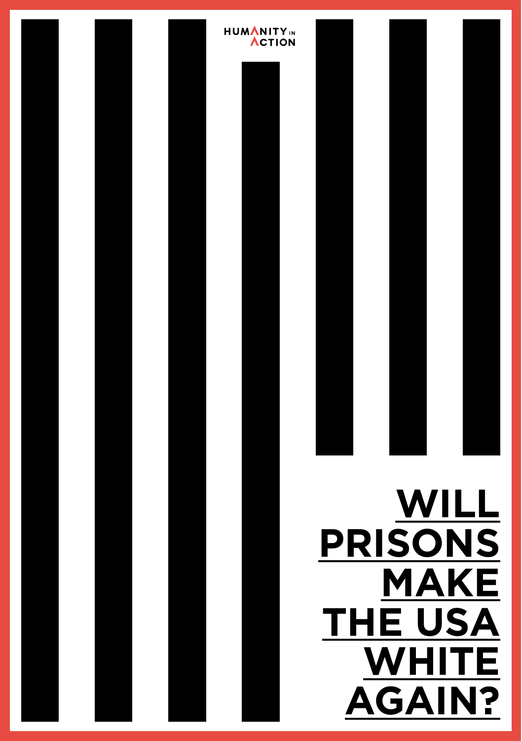HUMANITY IN ACTION

**WILL PRISONS MAKE THE USA WHITE AGAIN?**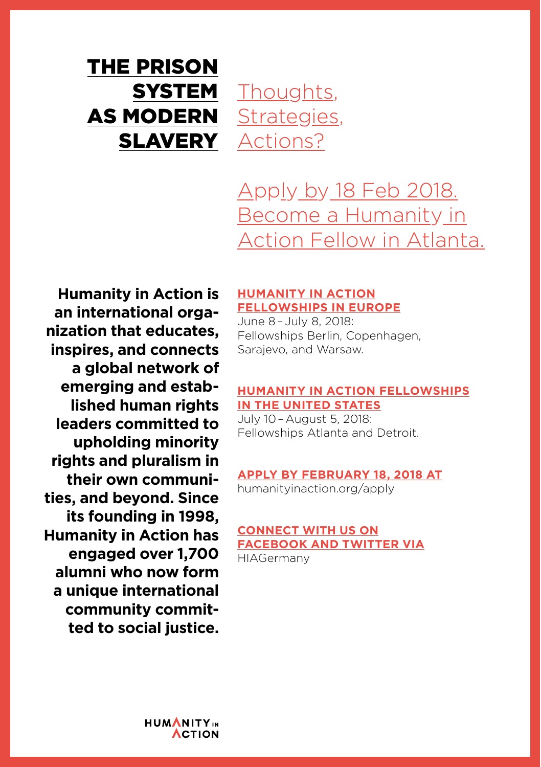# THE PRISON SYSTEM AS MODERN SLAVERY

Thoughts, Strategies, Actions?

Apply by 18 Feb 2018. Become a Humanity in Action Fellow in Atlanta.

**Humanity in Action is an international organization that educates, inspires, and connects a global network of emerging and established human rights leaders committed to upholding minority rights and pluralism in their own communities, and beyond. Since its founding in 1998, Humanity in Action has engaged over 1,700 alumni who now form a unique international community committed to social justice.**

**HUMANITY IN ACTION FELLOWSHIPS IN EUROPE**
June 8 – July 8, 2018:
Fellowships Berlin, Copenhagen, Sarajevo, and Warsaw.

**HUMANITY IN ACTION FELLOWSHIPS IN THE UNITED STATES**
July 10 – August 5, 2018:
Fellowships Atlanta and Detroit.

**APPLY BY FEBRUARY 18, 2018 AT**
humanityinaction.org/apply

**CONNECT WITH US ON FACEBOOK AND TWITTER VIA**
HIAGermany

HUMANITY IN ACTION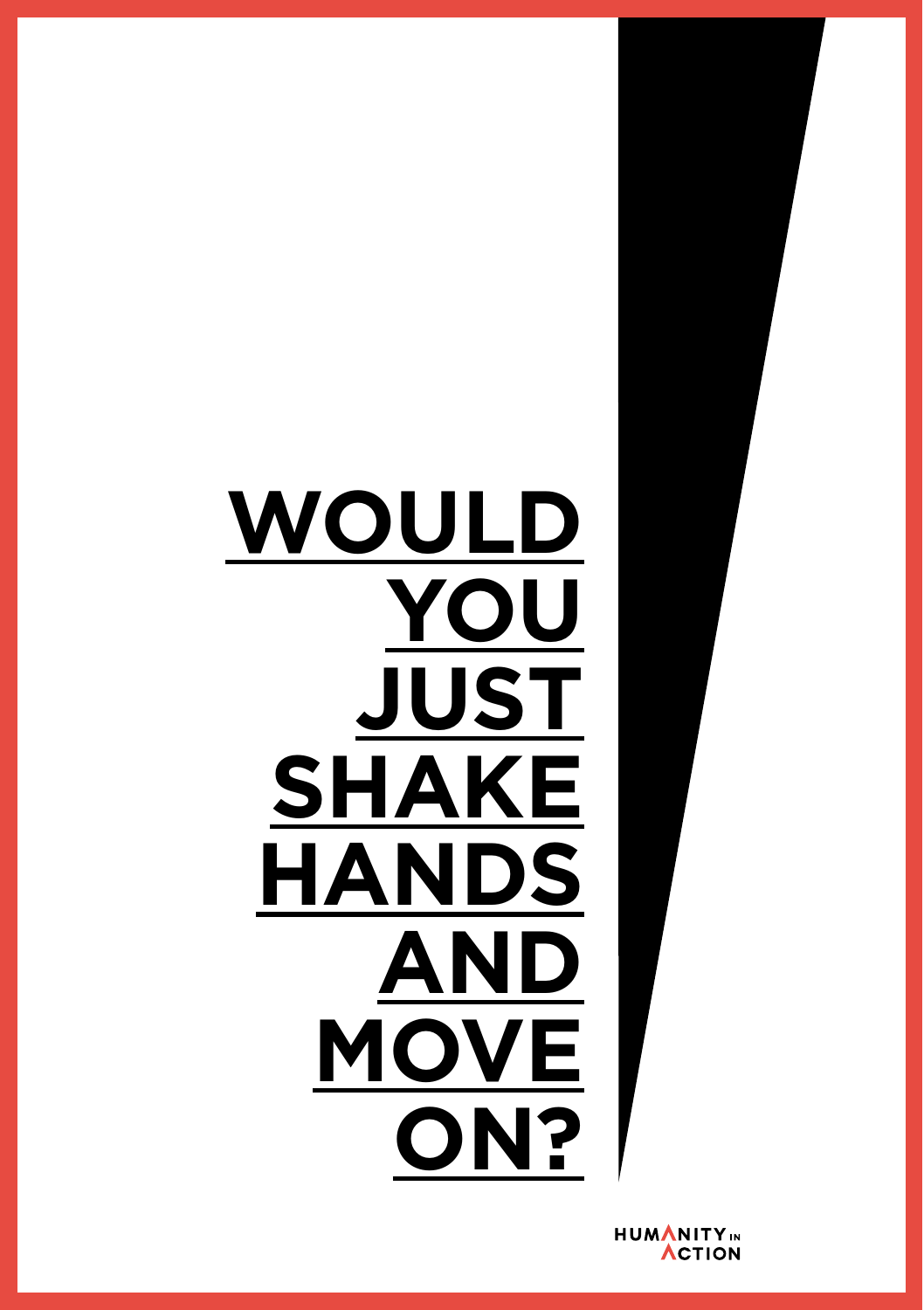**WOULD YOU JUST SHAKE HANDS AND MOVE ON?**

HUMANITY IN ACTION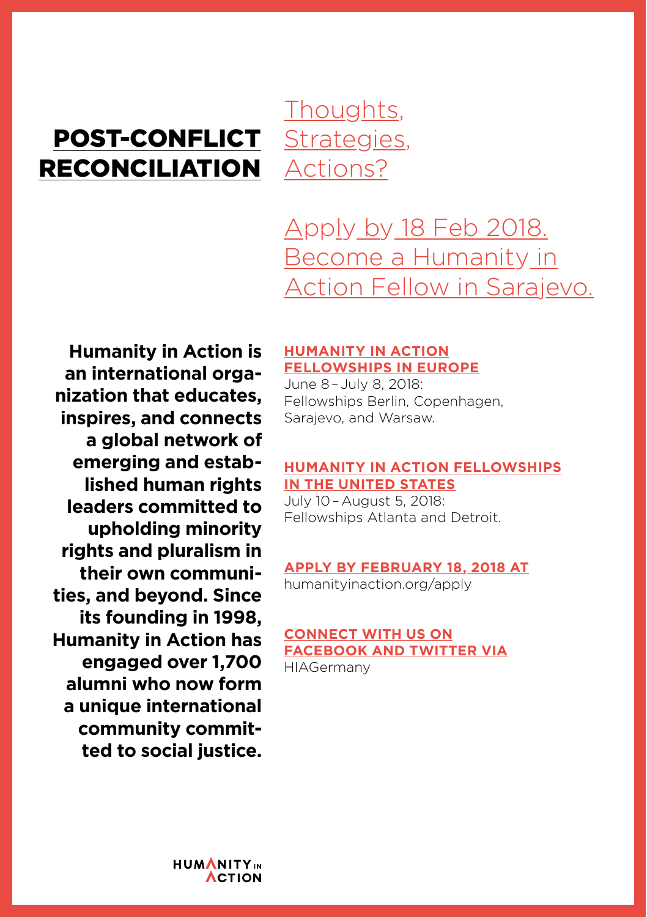# POST-CONFLICT RECONCILIATION

Thoughts, Strategies, Actions?

Apply by 18 Feb 2018. Become a Humanity in Action Fellow in Sarajevo.

**Humanity in Action is an international organization that educates, inspires, and connects a global network of emerging and established human rights leaders committed to upholding minority rights and pluralism in their own communities, and beyond. Since its founding in 1998, Humanity in Action has engaged over 1,700 alumni who now form a unique international community committed to social justice.**

**HUMANITY IN ACTION FELLOWSHIPS IN EUROPE**
June 8 – July 8, 2018:
Fellowships Berlin, Copenhagen, Sarajevo, and Warsaw.

**HUMANITY IN ACTION FELLOWSHIPS IN THE UNITED STATES**
July 10 – August 5, 2018:
Fellowships Atlanta and Detroit.

**APPLY BY FEBRUARY 18, 2018 AT**
humanityinaction.org/apply

**CONNECT WITH US ON FACEBOOK AND TWITTER VIA**
HIAGermany

HUMANITY IN ACTION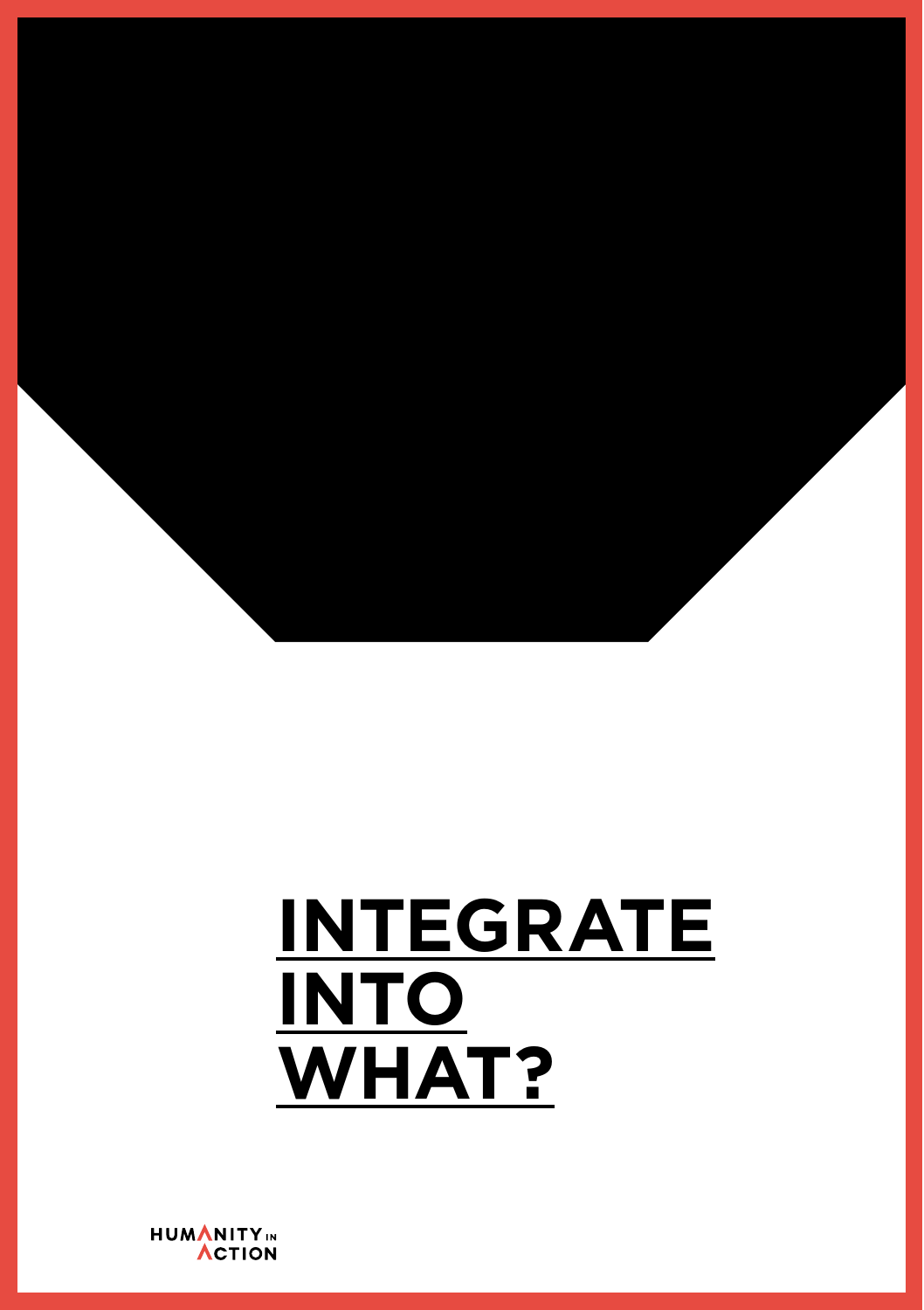# INTEGRATE INTO WHAT?

HUMANITY IN ACTION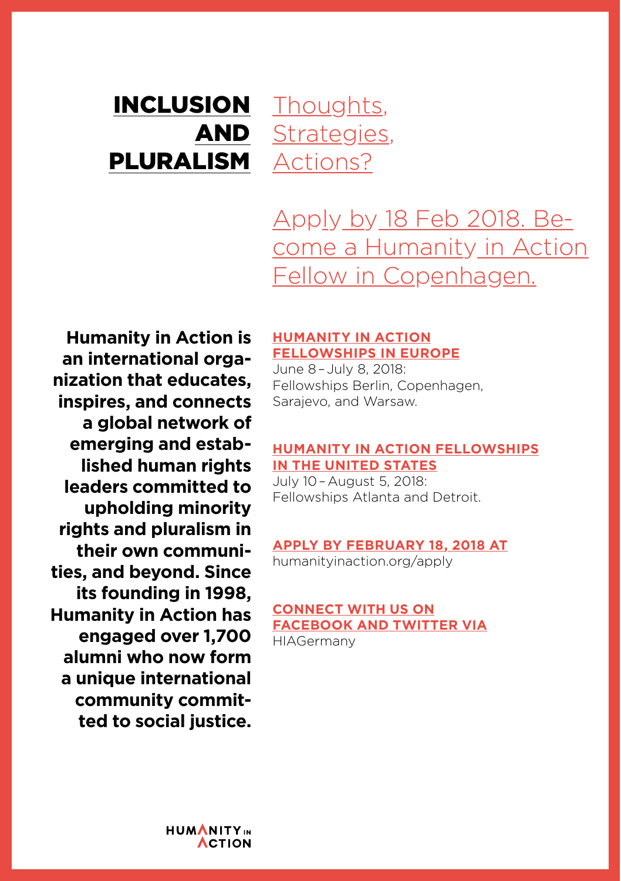# INCLUSION AND PLURALISM

Thoughts, Strategies, Actions?

Apply by 18 Feb 2018. Become a Humanity in Action Fellow in Copenhagen.

**Humanity in Action is an international organization that educates, inspires, and connects a global network of emerging and established human rights leaders committed to upholding minority rights and pluralism in their own communities, and beyond. Since its founding in 1998, Humanity in Action has engaged over 1,700 alumni who now form a unique international community committed to social justice.**

**HUMANITY IN ACTION FELLOWSHIPS IN EUROPE**
June 8 – July 8, 2018:
Fellowships Berlin, Copenhagen, Sarajevo, and Warsaw.

**HUMANITY IN ACTION FELLOWSHIPS IN THE UNITED STATES**
July 10 – August 5, 2018:
Fellowships Atlanta and Detroit.

**APPLY BY FEBRUARY 18, 2018 AT**
humanityinaction.org/apply

**CONNECT WITH US ON FACEBOOK AND TWITTER VIA**
HIAGermany

HUMANITY IN ACTION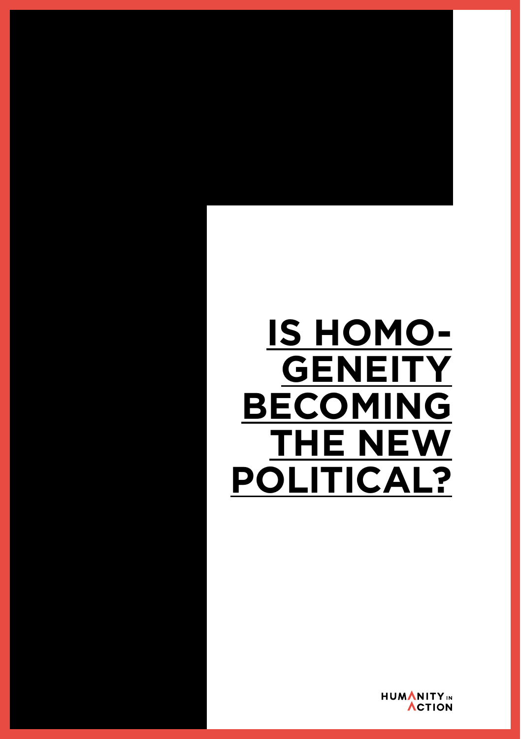# IS HOMO-GENEITY BECOMING THE NEW POLITICAL?

HUMANITY IN ACTION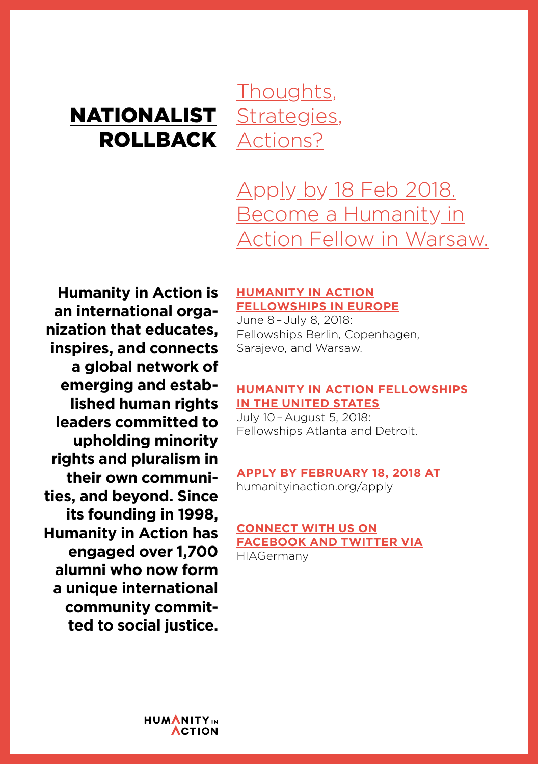# NATIONALIST ROLLBACK

Thoughts, Strategies, Actions?

Apply by 18 Feb 2018. Become a Humanity in Action Fellow in Warsaw.

**Humanity in Action is an international organization that educates, inspires, and connects a global network of emerging and established human rights leaders committed to upholding minority rights and pluralism in their own communities, and beyond. Since its founding in 1998, Humanity in Action has engaged over 1,700 alumni who now form a unique international community committed to social justice.**

**HUMANITY IN ACTION FELLOWSHIPS IN EUROPE**
June 8 – July 8, 2018:
Fellowships Berlin, Copenhagen, Sarajevo, and Warsaw.

**HUMANITY IN ACTION FELLOWSHIPS IN THE UNITED STATES**
July 10 – August 5, 2018:
Fellowships Atlanta and Detroit.

**APPLY BY FEBRUARY 18, 2018 AT**
humanityinaction.org/apply

**CONNECT WITH US ON FACEBOOK AND TWITTER VIA**
HIAGermany

HUMANITY IN ACTION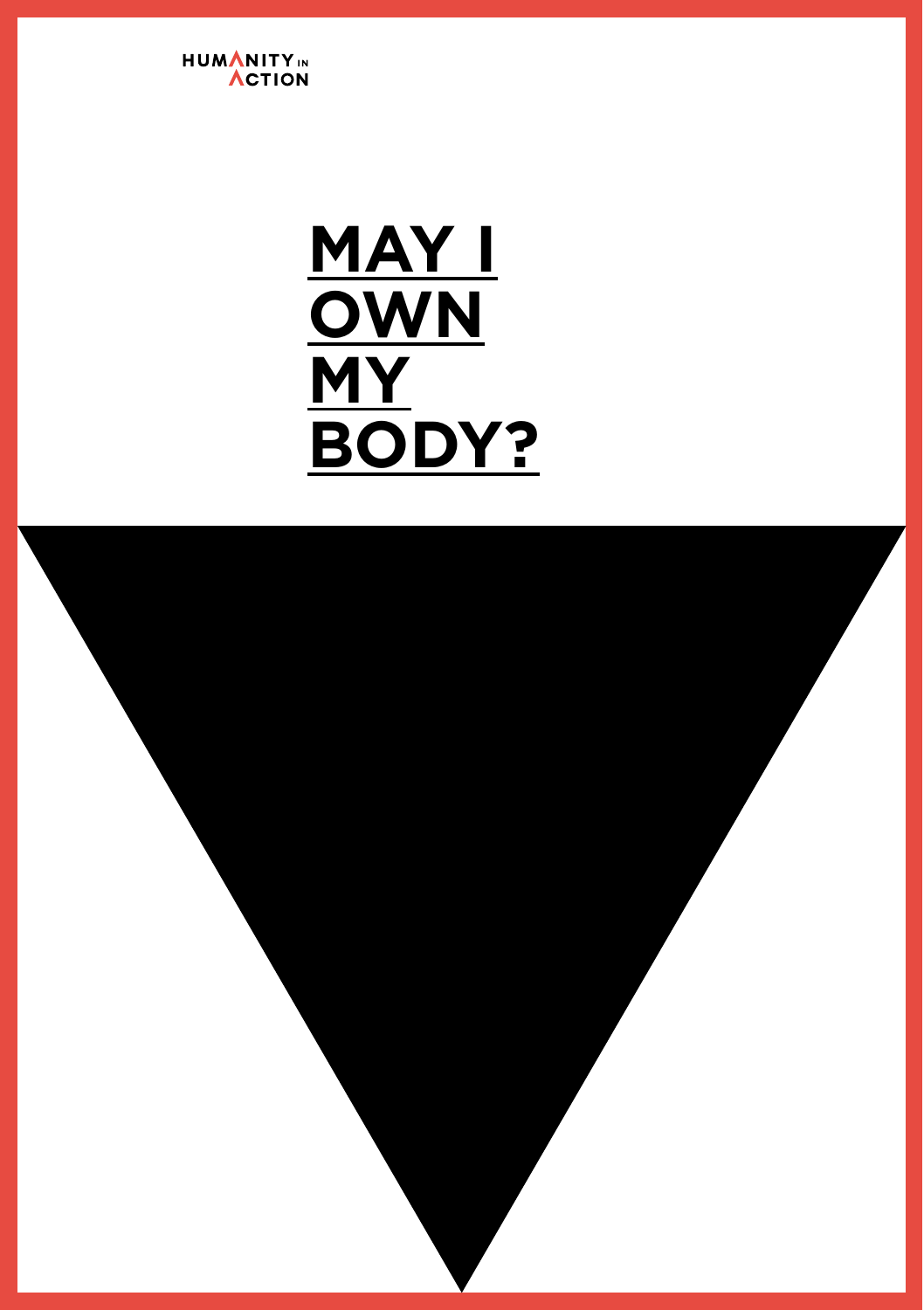HUMANITY IN ACTION

# MAY I OWN MY BODY?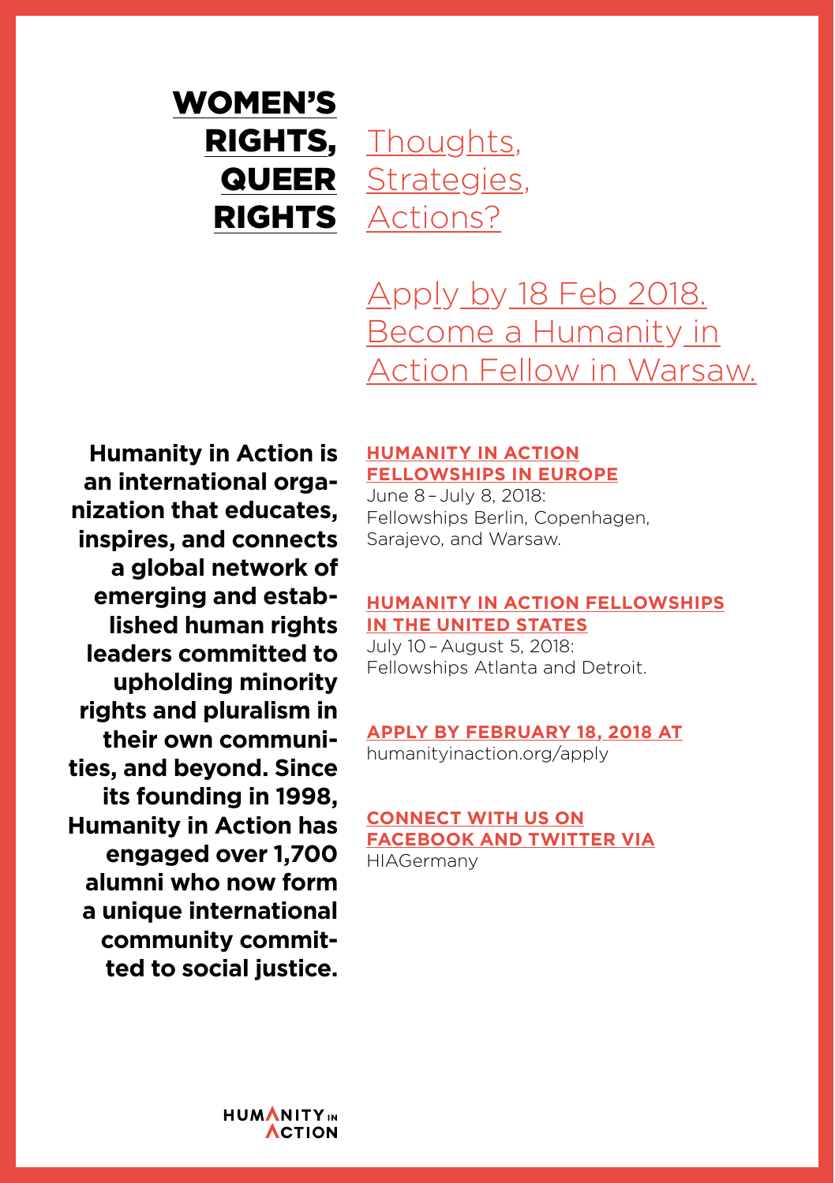# WOMEN'S RIGHTS, QUEER RIGHTS

Thoughts, Strategies, Actions?

Apply by 18 Feb 2018. Become a Humanity in Action Fellow in Warsaw.

**Humanity in Action is an international organization that educates, inspires, and connects a global network of emerging and established human rights leaders committed to upholding minority rights and pluralism in their own communities, and beyond. Since its founding in 1998, Humanity in Action has engaged over 1,700 alumni who now form a unique international community committed to social justice.**

**HUMANITY IN ACTION FELLOWSHIPS IN EUROPE**
June 8 – July 8, 2018:
Fellowships Berlin, Copenhagen, Sarajevo, and Warsaw.

**HUMANITY IN ACTION FELLOWSHIPS IN THE UNITED STATES**
July 10 – August 5, 2018:
Fellowships Atlanta and Detroit.

**APPLY BY FEBRUARY 18, 2018 AT**
humanityinaction.org/apply

**CONNECT WITH US ON FACEBOOK AND TWITTER VIA**
HIAGermany

HUMANITY IN ACTION